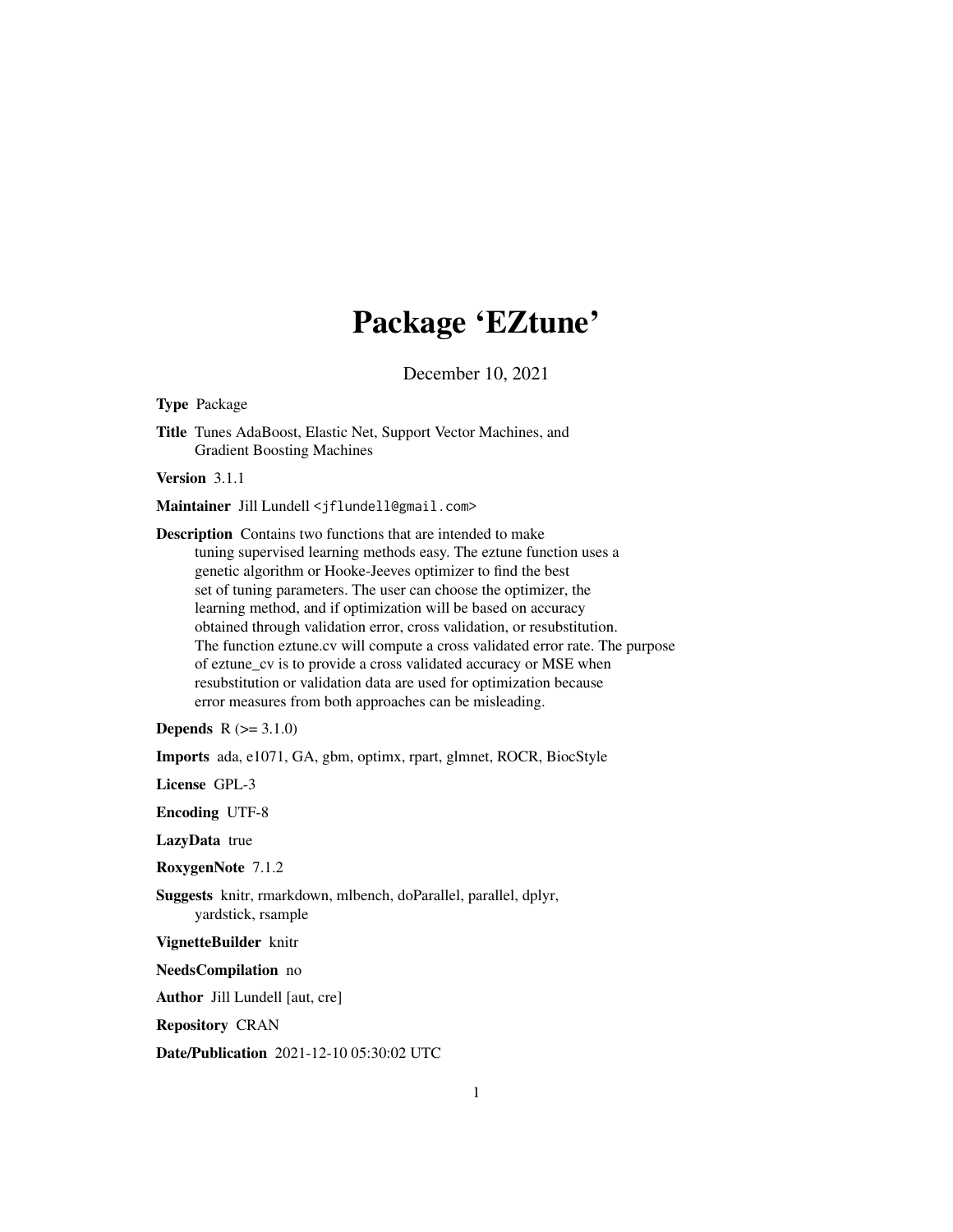# Package 'EZtune'

December 10, 2021

**Type** Package

**Title** Tunes AdaBoost, Elastic Net, Support Vector Machines, and Gradient Boosting Machines

**Version** 3.1.1

**Maintainer** Jill Lundell <jflundell@gmail.com>

**Description** Contains two functions that are intended to make tuning supervised learning methods easy. The eztune function uses a genetic algorithm or Hooke-Jeeves optimizer to find the best set of tuning parameters. The user can choose the optimizer, the learning method, and if optimization will be based on accuracy obtained through validation error, cross validation, or resubstitution. The function eztune.cv will compute a cross validated error rate. The purpose of eztune_cv is to provide a cross validated accuracy or MSE when resubstitution or validation data are used for optimization because error measures from both approaches can be misleading.

**Depends** R (>= 3.1.0)

**Imports** ada, e1071, GA, gbm, optimx, rpart, glmnet, ROCR, BiocStyle

**License** GPL-3

**Encoding** UTF-8

**LazyData** true

**RoxygenNote** 7.1.2

**Suggests** knitr, rmarkdown, mlbench, doParallel, parallel, dplyr, yardstick, rsample

**VignetteBuilder** knitr

**NeedsCompilation** no

**Author** Jill Lundell [aut, cre]

**Repository** CRAN

**Date/Publication** 2021-12-10 05:30:02 UTC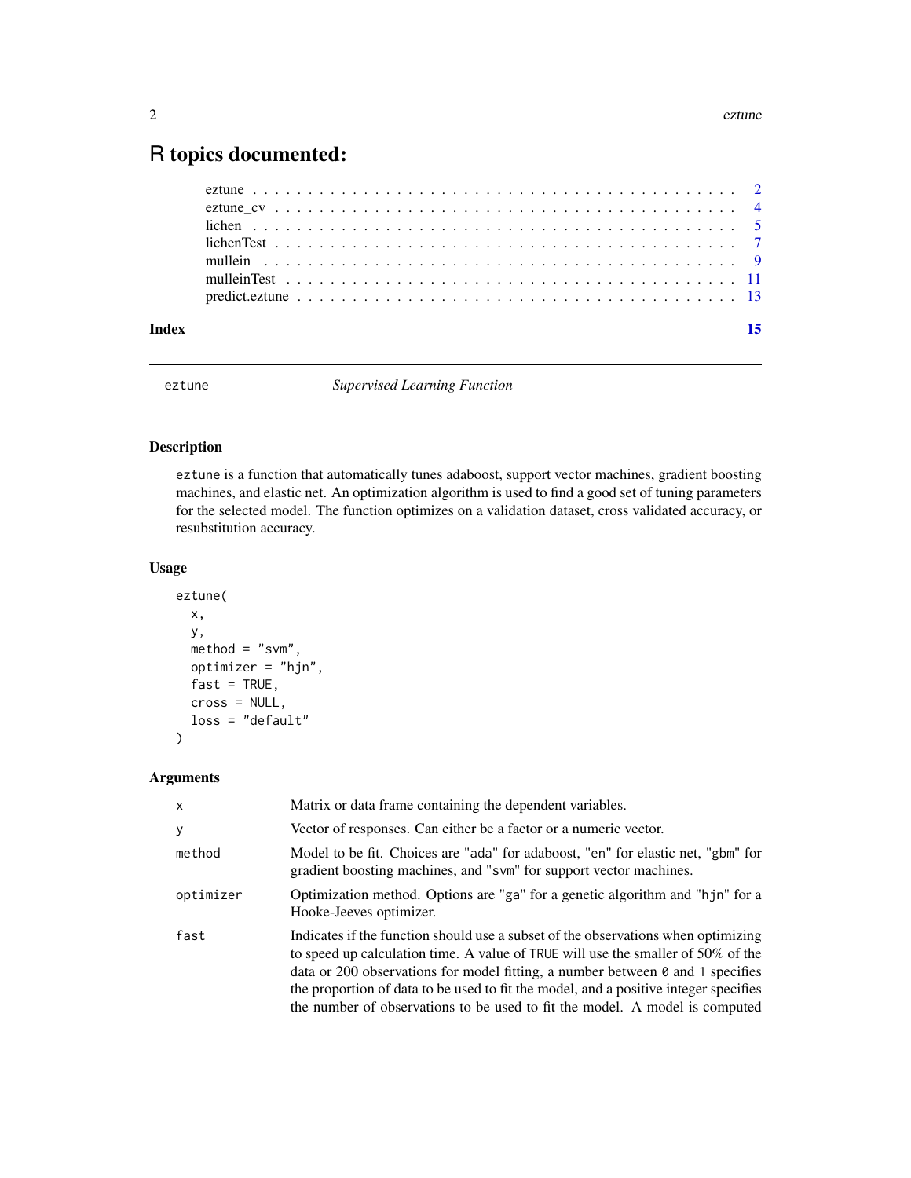# R topics documented:

| | |
|---|---|
| eztune | 2 |
| eztune_cv | 4 |
| lichen | 5 |
| lichenTest | 7 |
| mullein | 9 |
| mulleinTest | 11 |
| predict.eztune | 13 |
| **Index** | **15** |

---

eztune — *Supervised Learning Function*

---

## Description

`eztune` is a function that automatically tunes adaboost, support vector machines, gradient boosting machines, and elastic net. An optimization algorithm is used to find a good set of tuning parameters for the selected model. The function optimizes on a validation dataset, cross validated accuracy, or resubstitution accuracy.

## Usage

```
eztune(
  x,
  y,
  method = "svm",
  optimizer = "hjn",
  fast = TRUE,
  cross = NULL,
  loss = "default"
)
```

## Arguments

| | |
|---|---|
| `x` | Matrix or data frame containing the dependent variables. |
| `y` | Vector of responses. Can either be a factor or a numeric vector. |
| `method` | Model to be fit. Choices are "`ada`" for adaboost, "`en`" for elastic net, "`gbm`" for gradient boosting machines, and "`svm`" for support vector machines. |
| `optimizer` | Optimization method. Options are "`ga`" for a genetic algorithm and "`hjn`" for a Hooke-Jeeves optimizer. |
| `fast` | Indicates if the function should use a subset of the observations when optimizing to speed up calculation time. A value of `TRUE` will use the smaller of 50% of the data or 200 observations for model fitting, a number between `0` and `1` specifies the proportion of data to be used to fit the model, and a positive integer specifies the number of observations to be used to fit the model. A model is computed |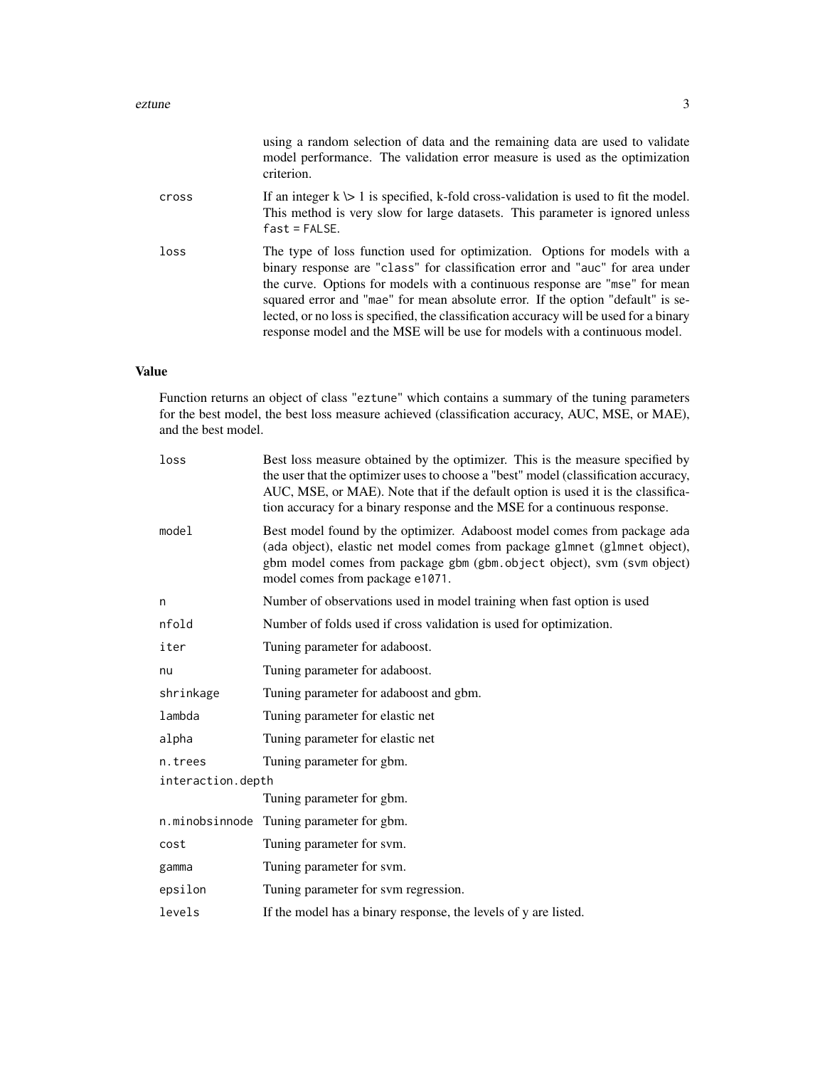using a random selection of data and the remaining data are used to validate model performance. The validation error measure is used as the optimization criterion.

| | |
|---|---|
| `cross` | If an integer k \> 1 is specified, k-fold cross-validation is used to fit the model. This method is very slow for large datasets. This parameter is ignored unless `fast = FALSE`. |
| `loss` | The type of loss function used for optimization. Options for models with a binary response are "`class`" for classification error and "`auc`" for area under the curve. Options for models with a continuous response are "`mse`" for mean squared error and "`mae`" for mean absolute error. If the option "default" is selected, or no loss is specified, the classification accuracy will be used for a binary response model and the MSE will be use for models with a continuous model. |

## Value

Function returns an object of class "`eztune`" which contains a summary of the tuning parameters for the best model, the best loss measure achieved (classification accuracy, AUC, MSE, or MAE), and the best model.

| | |
|---|---|
| `loss` | Best loss measure obtained by the optimizer. This is the measure specified by the user that the optimizer uses to choose a "best" model (classification accuracy, AUC, MSE, or MAE). Note that if the default option is used it is the classification accuracy for a binary response and the MSE for a continuous response. |
| `model` | Best model found by the optimizer. Adaboost model comes from package `ada` (`ada` object), elastic net model comes from package `glmnet` (`glmnet` object), gbm model comes from package `gbm` (`gbm.object` object), svm (`svm` object) model comes from package `e1071`. |
| `n` | Number of observations used in model training when fast option is used |
| `nfold` | Number of folds used if cross validation is used for optimization. |
| `iter` | Tuning parameter for adaboost. |
| `nu` | Tuning parameter for adaboost. |
| `shrinkage` | Tuning parameter for adaboost and gbm. |
| `lambda` | Tuning parameter for elastic net |
| `alpha` | Tuning parameter for elastic net |
| `n.trees` | Tuning parameter for gbm. |
| `interaction.depth` | Tuning parameter for gbm. |
| `n.minobsinnode` | Tuning parameter for gbm. |
| `cost` | Tuning parameter for svm. |
| `gamma` | Tuning parameter for svm. |
| `epsilon` | Tuning parameter for svm regression. |
| `levels` | If the model has a binary response, the levels of y are listed. |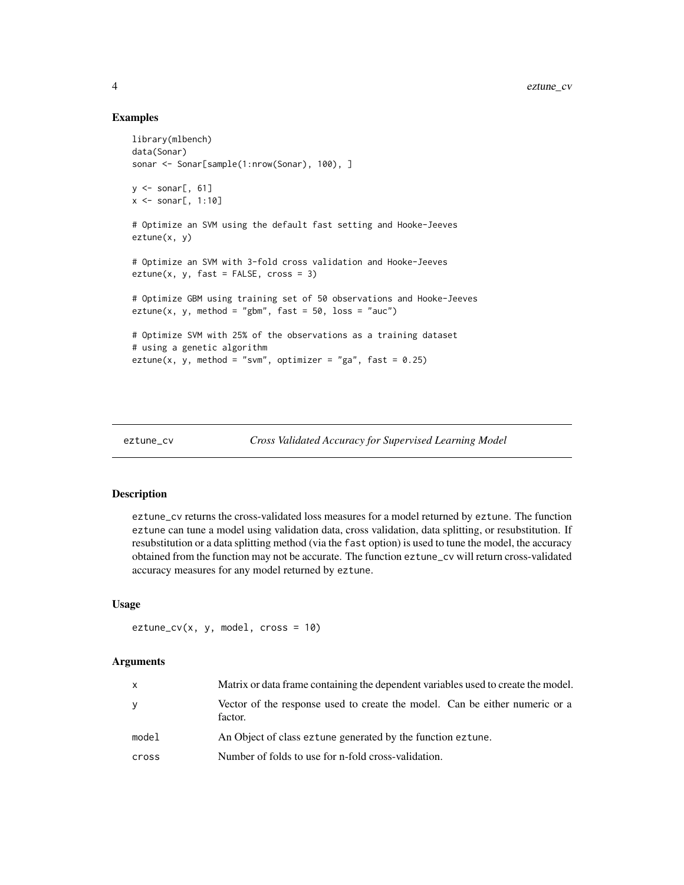### Examples

```
library(mlbench)
data(Sonar)
sonar <- Sonar[sample(1:nrow(Sonar), 100), ]

y <- sonar[, 61]
x <- sonar[, 1:10]

# Optimize an SVM using the default fast setting and Hooke-Jeeves
eztune(x, y)

# Optimize an SVM with 3-fold cross validation and Hooke-Jeeves
eztune(x, y, fast = FALSE, cross = 3)

# Optimize GBM using training set of 50 observations and Hooke-Jeeves
eztune(x, y, method = "gbm", fast = 50, loss = "auc")

# Optimize SVM with 25% of the observations as a training dataset
# using a genetic algorithm
eztune(x, y, method = "svm", optimizer = "ga", fast = 0.25)
```

---

## eztune_cv — *Cross Validated Accuracy for Supervised Learning Model*

### Description

eztune_cv returns the cross-validated loss measures for a model returned by eztune. The function eztune can tune a model using validation data, cross validation, data splitting, or resubstitution. If resubstitution or a data splitting method (via the fast option) is used to tune the model, the accuracy obtained from the function may not be accurate. The function eztune_cv will return cross-validated accuracy measures for any model returned by eztune.

### Usage

```
eztune_cv(x, y, model, cross = 10)
```

### Arguments

| | |
|---|---|
| x | Matrix or data frame containing the dependent variables used to create the model. |
| y | Vector of the response used to create the model. Can be either numeric or a factor. |
| model | An Object of class eztune generated by the function eztune. |
| cross | Number of folds to use for n-fold cross-validation. |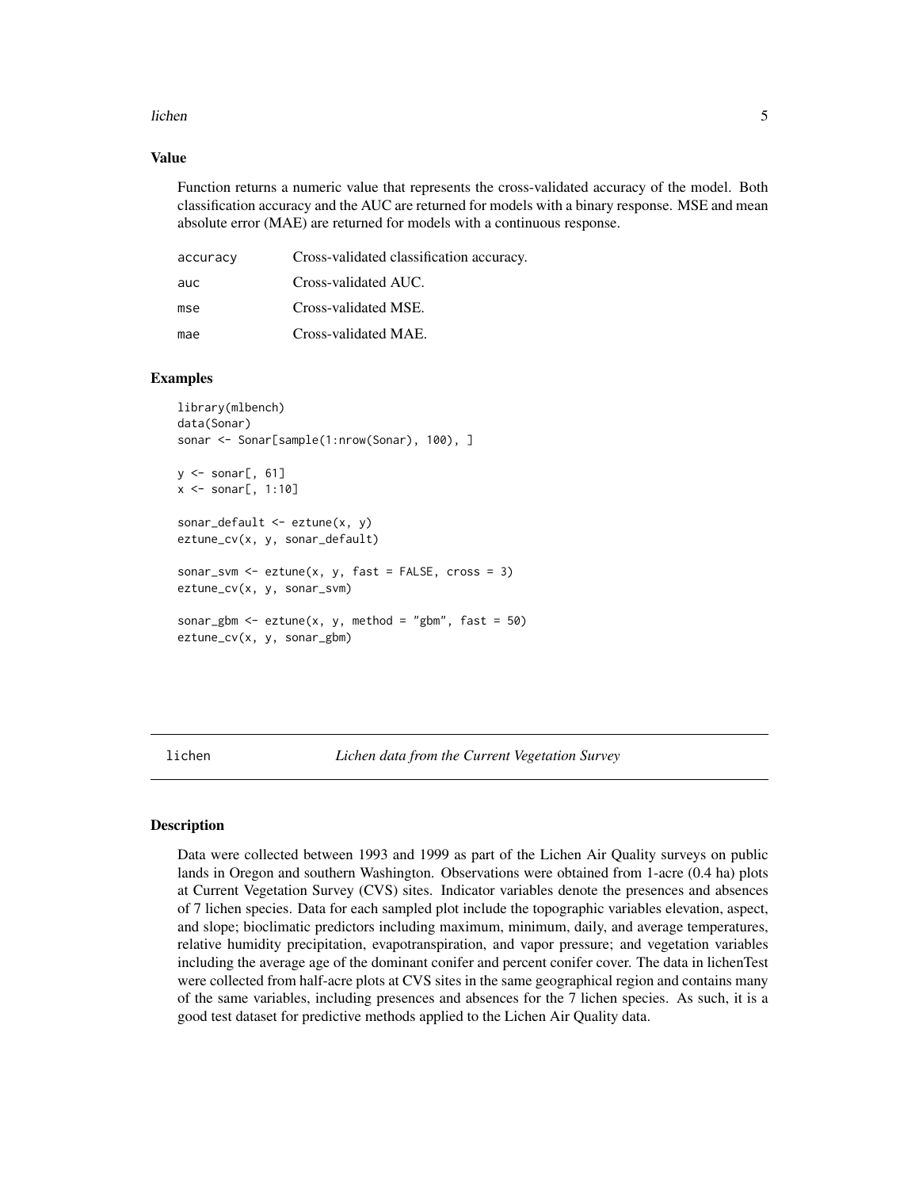### Value

Function returns a numeric value that represents the cross-validated accuracy of the model. Both classification accuracy and the AUC are returned for models with a binary response. MSE and mean absolute error (MAE) are returned for models with a continuous response.

| | |
|---|---|
| accuracy | Cross-validated classification accuracy. |
| auc | Cross-validated AUC. |
| mse | Cross-validated MSE. |
| mae | Cross-validated MAE. |

### Examples

```
library(mlbench)
data(Sonar)
sonar <- Sonar[sample(1:nrow(Sonar), 100), ]

y <- sonar[, 61]
x <- sonar[, 1:10]

sonar_default <- eztune(x, y)
eztune_cv(x, y, sonar_default)

sonar_svm <- eztune(x, y, fast = FALSE, cross = 3)
eztune_cv(x, y, sonar_svm)

sonar_gbm <- eztune(x, y, method = "gbm", fast = 50)
eztune_cv(x, y, sonar_gbm)
```

---

## lichen — *Lichen data from the Current Vegetation Survey*

---

### Description

Data were collected between 1993 and 1999 as part of the Lichen Air Quality surveys on public lands in Oregon and southern Washington. Observations were obtained from 1-acre (0.4 ha) plots at Current Vegetation Survey (CVS) sites. Indicator variables denote the presences and absences of 7 lichen species. Data for each sampled plot include the topographic variables elevation, aspect, and slope; bioclimatic predictors including maximum, minimum, daily, and average temperatures, relative humidity precipitation, evapotranspiration, and vapor pressure; and vegetation variables including the average age of the dominant conifer and percent conifer cover. The data in lichenTest were collected from half-acre plots at CVS sites in the same geographical region and contains many of the same variables, including presences and absences for the 7 lichen species. As such, it is a good test dataset for predictive methods applied to the Lichen Air Quality data.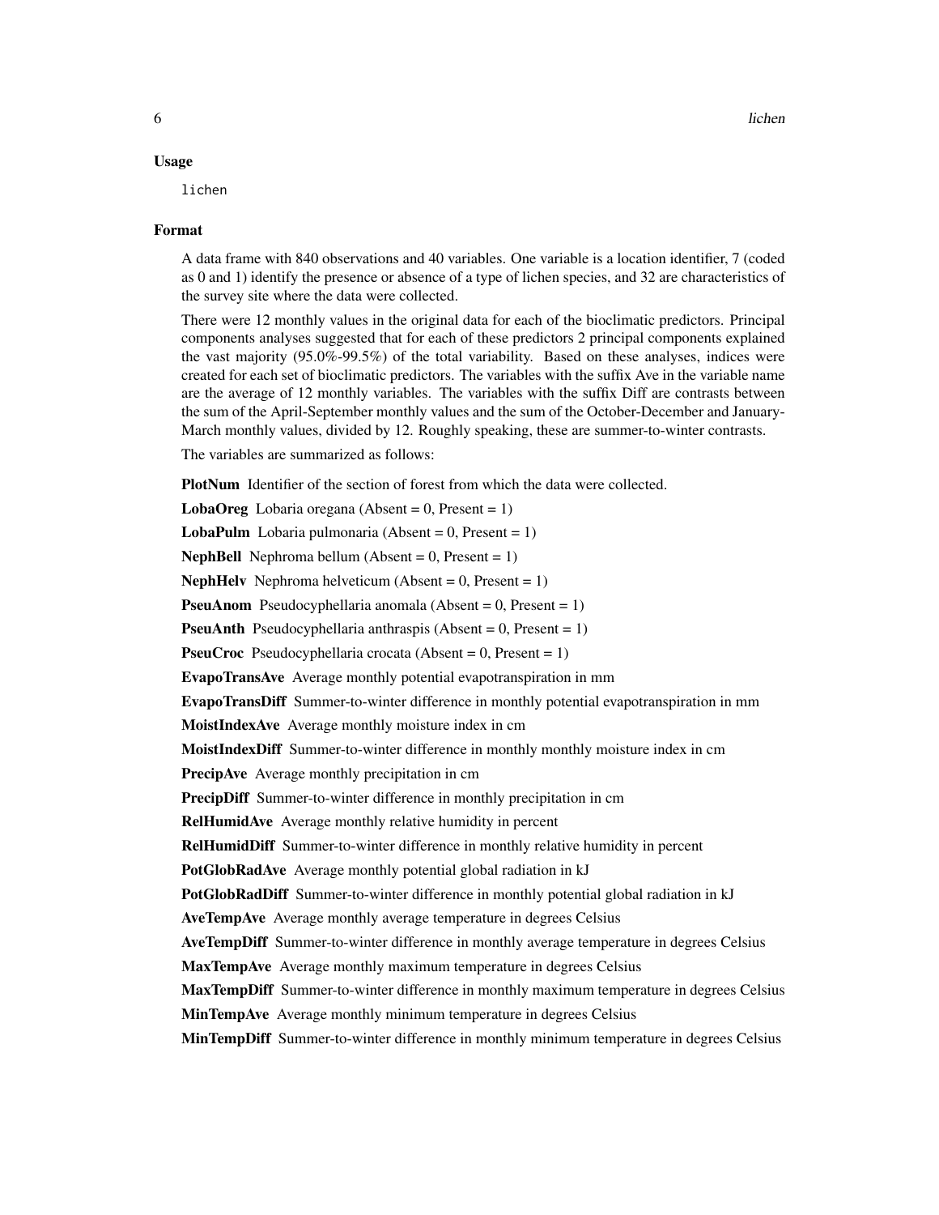### Usage

```
lichen
```

### Format

A data frame with 840 observations and 40 variables. One variable is a location identifier, 7 (coded as 0 and 1) identify the presence or absence of a type of lichen species, and 32 are characteristics of the survey site where the data were collected.

There were 12 monthly values in the original data for each of the bioclimatic predictors. Principal components analyses suggested that for each of these predictors 2 principal components explained the vast majority (95.0%-99.5%) of the total variability. Based on these analyses, indices were created for each set of bioclimatic predictors. The variables with the suffix Ave in the variable name are the average of 12 monthly variables. The variables with the suffix Diff are contrasts between the sum of the April-September monthly values and the sum of the October-December and January-March monthly values, divided by 12. Roughly speaking, these are summer-to-winter contrasts.

The variables are summarized as follows:

**PlotNum** Identifier of the section of forest from which the data were collected.

**LobaOreg** Lobaria oregana (Absent = 0, Present = 1)

**LobaPulm** Lobaria pulmonaria (Absent = 0, Present = 1)

**NephBell** Nephroma bellum (Absent = 0, Present = 1)

**NephHelv** Nephroma helveticum (Absent = 0, Present = 1)

**PseuAnom** Pseudocyphellaria anomala (Absent = 0, Present = 1)

**PseuAnth** Pseudocyphellaria anthraspis (Absent = 0, Present = 1)

**PseuCroc** Pseudocyphellaria crocata (Absent = 0, Present = 1)

**EvapoTransAve** Average monthly potential evapotranspiration in mm

**EvapoTransDiff** Summer-to-winter difference in monthly potential evapotranspiration in mm

**MoistIndexAve** Average monthly moisture index in cm

**MoistIndexDiff** Summer-to-winter difference in monthly monthly moisture index in cm

**PrecipAve** Average monthly precipitation in cm

**PrecipDiff** Summer-to-winter difference in monthly precipitation in cm

**RelHumidAve** Average monthly relative humidity in percent

**RelHumidDiff** Summer-to-winter difference in monthly relative humidity in percent

**PotGlobRadAve** Average monthly potential global radiation in kJ

**PotGlobRadDiff** Summer-to-winter difference in monthly potential global radiation in kJ

**AveTempAve** Average monthly average temperature in degrees Celsius

**AveTempDiff** Summer-to-winter difference in monthly average temperature in degrees Celsius

**MaxTempAve** Average monthly maximum temperature in degrees Celsius

**MaxTempDiff** Summer-to-winter difference in monthly maximum temperature in degrees Celsius

**MinTempAve** Average monthly minimum temperature in degrees Celsius

**MinTempDiff** Summer-to-winter difference in monthly minimum temperature in degrees Celsius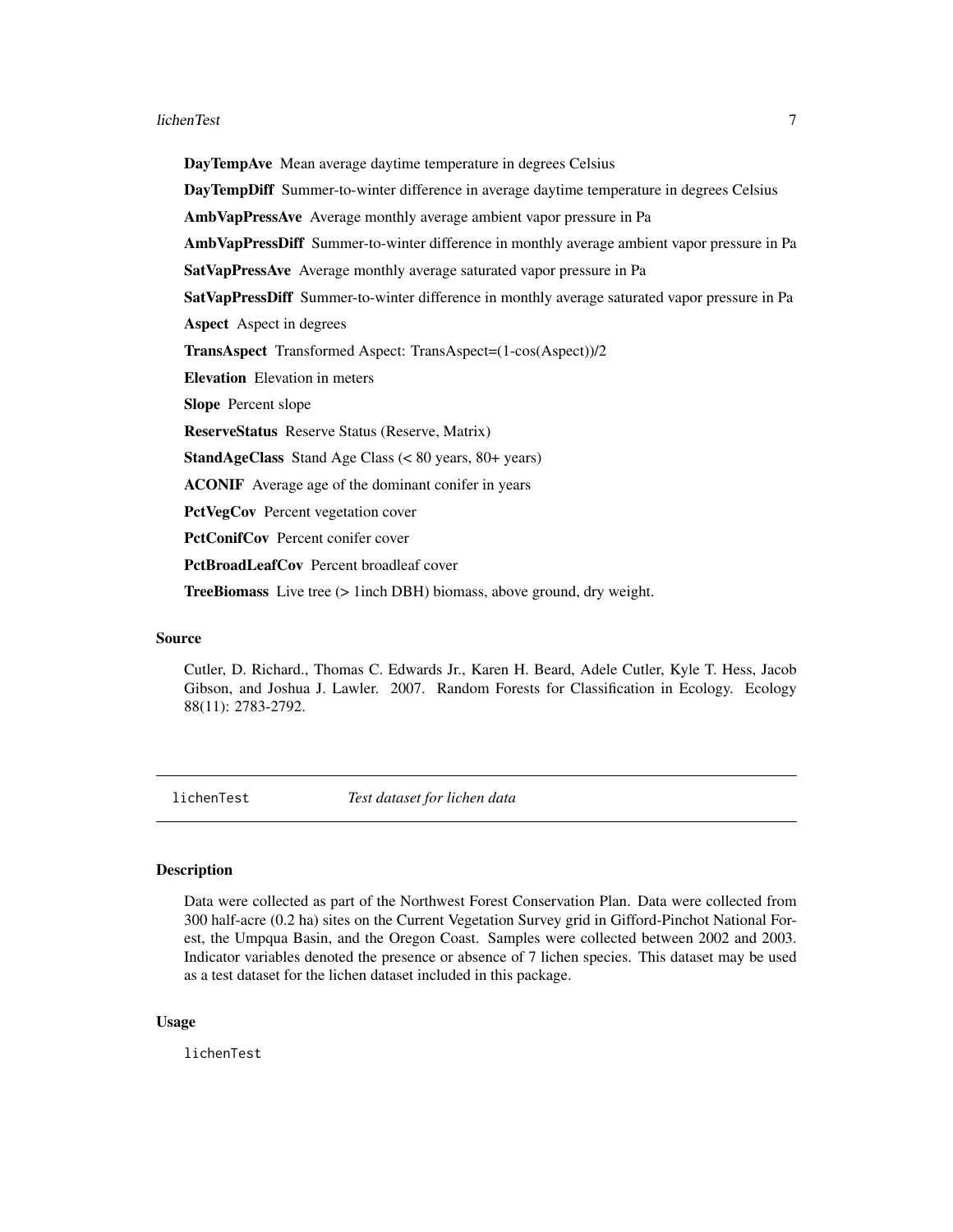**DayTempAve** Mean average daytime temperature in degrees Celsius

**DayTempDiff** Summer-to-winter difference in average daytime temperature in degrees Celsius

**AmbVapPressAve** Average monthly average ambient vapor pressure in Pa

**AmbVapPressDiff** Summer-to-winter difference in monthly average ambient vapor pressure in Pa

**SatVapPressAve** Average monthly average saturated vapor pressure in Pa

**SatVapPressDiff** Summer-to-winter difference in monthly average saturated vapor pressure in Pa

**Aspect** Aspect in degrees

**TransAspect** Transformed Aspect: TransAspect=(1-cos(Aspect))/2

**Elevation** Elevation in meters

**Slope** Percent slope

**ReserveStatus** Reserve Status (Reserve, Matrix)

**StandAgeClass** Stand Age Class (< 80 years, 80+ years)

**ACONIF** Average age of the dominant conifer in years

**PctVegCov** Percent vegetation cover

**PctConifCov** Percent conifer cover

**PctBroadLeafCov** Percent broadleaf cover

**TreeBiomass** Live tree (> 1inch DBH) biomass, above ground, dry weight.

### Source

Cutler, D. Richard., Thomas C. Edwards Jr., Karen H. Beard, Adele Cutler, Kyle T. Hess, Jacob Gibson, and Joshua J. Lawler. 2007. Random Forests for Classification in Ecology. Ecology 88(11): 2783-2792.

---

## lichenTest *Test dataset for lichen data*

---

### Description

Data were collected as part of the Northwest Forest Conservation Plan. Data were collected from 300 half-acre (0.2 ha) sites on the Current Vegetation Survey grid in Gifford-Pinchot National Forest, the Umpqua Basin, and the Oregon Coast. Samples were collected between 2002 and 2003. Indicator variables denoted the presence or absence of 7 lichen species. This dataset may be used as a test dataset for the lichen dataset included in this package.

### Usage

```
lichenTest
```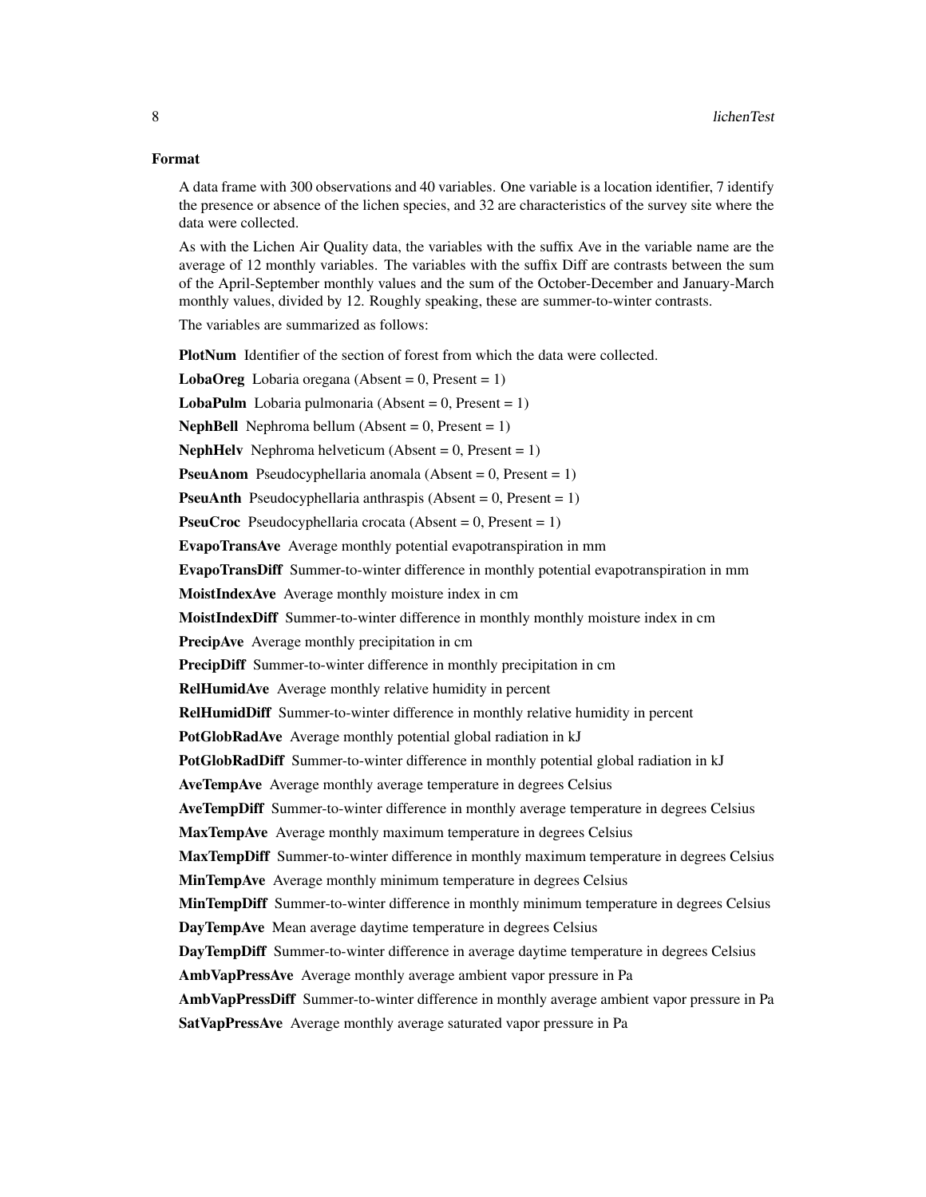### Format

A data frame with 300 observations and 40 variables. One variable is a location identifier, 7 identify the presence or absence of the lichen species, and 32 are characteristics of the survey site where the data were collected.

As with the Lichen Air Quality data, the variables with the suffix Ave in the variable name are the average of 12 monthly variables. The variables with the suffix Diff are contrasts between the sum of the April-September monthly values and the sum of the October-December and January-March monthly values, divided by 12. Roughly speaking, these are summer-to-winter contrasts.

The variables are summarized as follows:

**PlotNum** Identifier of the section of forest from which the data were collected.

**LobaOreg** Lobaria oregana (Absent = 0, Present = 1)

**LobaPulm** Lobaria pulmonaria (Absent = 0, Present = 1)

**NephBell** Nephroma bellum (Absent = 0, Present = 1)

**NephHelv** Nephroma helveticum (Absent = 0, Present = 1)

**PseuAnom** Pseudocyphellaria anomala (Absent = 0, Present = 1)

**PseuAnth** Pseudocyphellaria anthraspis (Absent = 0, Present = 1)

**PseuCroc** Pseudocyphellaria crocata (Absent = 0, Present = 1)

**EvapoTransAve** Average monthly potential evapotranspiration in mm

**EvapoTransDiff** Summer-to-winter difference in monthly potential evapotranspiration in mm

**MoistIndexAve** Average monthly moisture index in cm

**MoistIndexDiff** Summer-to-winter difference in monthly monthly moisture index in cm

**PrecipAve** Average monthly precipitation in cm

**PrecipDiff** Summer-to-winter difference in monthly precipitation in cm

**RelHumidAve** Average monthly relative humidity in percent

**RelHumidDiff** Summer-to-winter difference in monthly relative humidity in percent

**PotGlobRadAve** Average monthly potential global radiation in kJ

**PotGlobRadDiff** Summer-to-winter difference in monthly potential global radiation in kJ

**AveTempAve** Average monthly average temperature in degrees Celsius

**AveTempDiff** Summer-to-winter difference in monthly average temperature in degrees Celsius

**MaxTempAve** Average monthly maximum temperature in degrees Celsius

**MaxTempDiff** Summer-to-winter difference in monthly maximum temperature in degrees Celsius

**MinTempAve** Average monthly minimum temperature in degrees Celsius

**MinTempDiff** Summer-to-winter difference in monthly minimum temperature in degrees Celsius

**DayTempAve** Mean average daytime temperature in degrees Celsius

**DayTempDiff** Summer-to-winter difference in average daytime temperature in degrees Celsius

**AmbVapPressAve** Average monthly average ambient vapor pressure in Pa

**AmbVapPressDiff** Summer-to-winter difference in monthly average ambient vapor pressure in Pa

**SatVapPressAve** Average monthly average saturated vapor pressure in Pa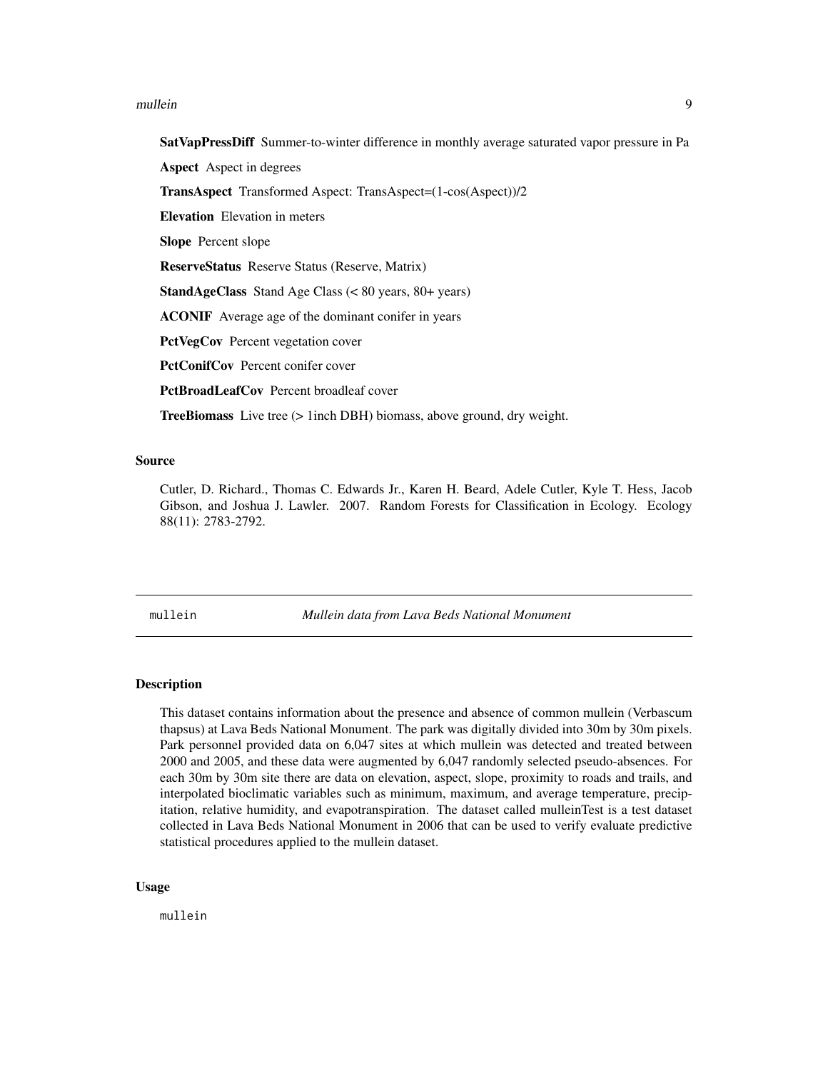**SatVapPressDiff** Summer-to-winter difference in monthly average saturated vapor pressure in Pa

**Aspect** Aspect in degrees

**TransAspect** Transformed Aspect: TransAspect=(1-cos(Aspect))/2

**Elevation** Elevation in meters

**Slope** Percent slope

**ReserveStatus** Reserve Status (Reserve, Matrix)

**StandAgeClass** Stand Age Class (< 80 years, 80+ years)

**ACONIF** Average age of the dominant conifer in years

**PctVegCov** Percent vegetation cover

**PctConifCov** Percent conifer cover

**PctBroadLeafCov** Percent broadleaf cover

**TreeBiomass** Live tree (> 1inch DBH) biomass, above ground, dry weight.

### Source

Cutler, D. Richard., Thomas C. Edwards Jr., Karen H. Beard, Adele Cutler, Kyle T. Hess, Jacob Gibson, and Joshua J. Lawler. 2007. Random Forests for Classification in Ecology. Ecology 88(11): 2783-2792.

---

## mullein *Mullein data from Lava Beds National Monument*

---

### Description

This dataset contains information about the presence and absence of common mullein (Verbascum thapsus) at Lava Beds National Monument. The park was digitally divided into 30m by 30m pixels. Park personnel provided data on 6,047 sites at which mullein was detected and treated between 2000 and 2005, and these data were augmented by 6,047 randomly selected pseudo-absences. For each 30m by 30m site there are data on elevation, aspect, slope, proximity to roads and trails, and interpolated bioclimatic variables such as minimum, maximum, and average temperature, precipitation, relative humidity, and evapotranspiration. The dataset called mulleinTest is a test dataset collected in Lava Beds National Monument in 2006 that can be used to verify evaluate predictive statistical procedures applied to the mullein dataset.

### Usage

```
mullein
```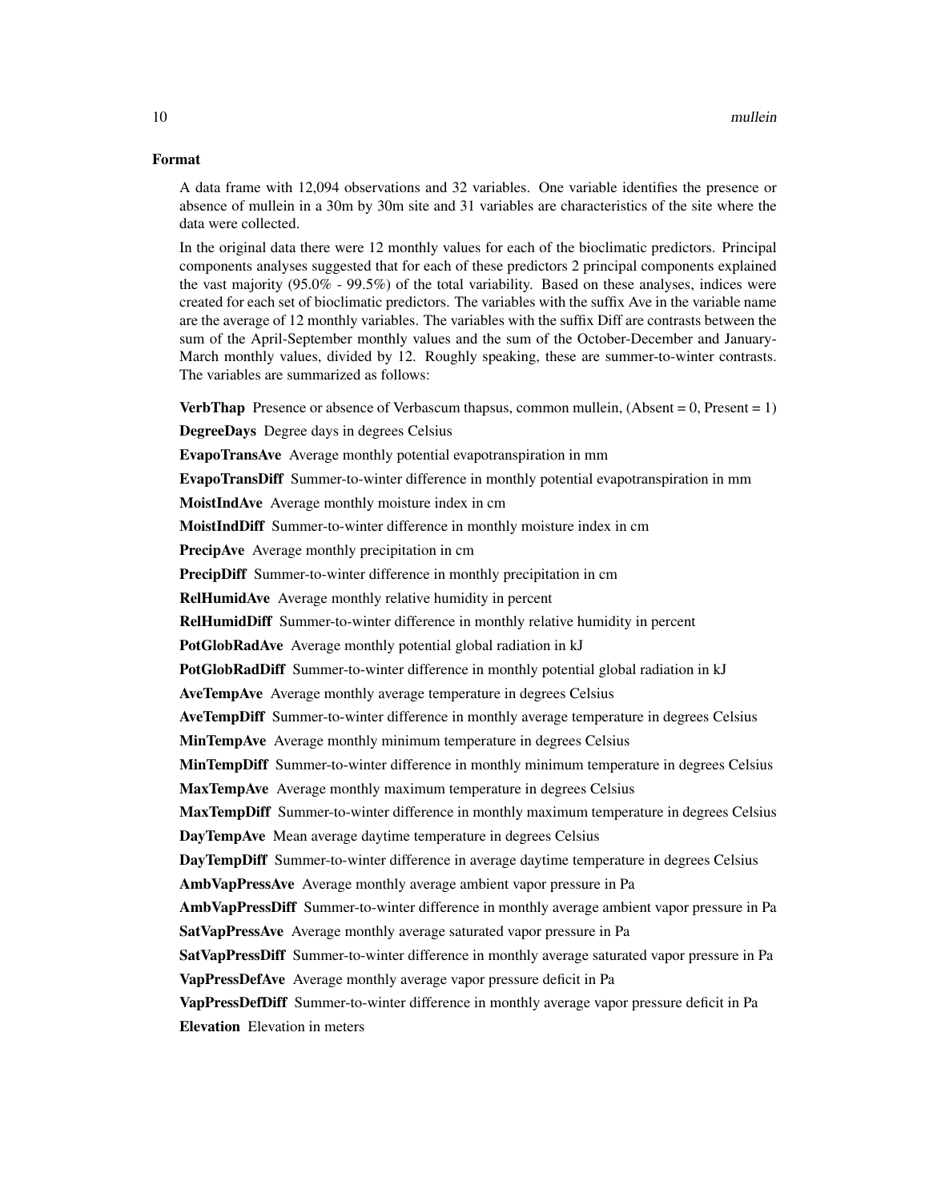## Format

A data frame with 12,094 observations and 32 variables. One variable identifies the presence or absence of mullein in a 30m by 30m site and 31 variables are characteristics of the site where the data were collected.

In the original data there were 12 monthly values for each of the bioclimatic predictors. Principal components analyses suggested that for each of these predictors 2 principal components explained the vast majority (95.0% - 99.5%) of the total variability. Based on these analyses, indices were created for each set of bioclimatic predictors. The variables with the suffix Ave in the variable name are the average of 12 monthly variables. The variables with the suffix Diff are contrasts between the sum of the April-September monthly values and the sum of the October-December and January-March monthly values, divided by 12. Roughly speaking, these are summer-to-winter contrasts. The variables are summarized as follows:

**VerbThap** Presence or absence of Verbascum thapsus, common mullein, (Absent = 0, Present = 1)

**DegreeDays** Degree days in degrees Celsius

**EvapoTransAve** Average monthly potential evapotranspiration in mm

**EvapoTransDiff** Summer-to-winter difference in monthly potential evapotranspiration in mm

**MoistIndAve** Average monthly moisture index in cm

**MoistIndDiff** Summer-to-winter difference in monthly moisture index in cm

**PrecipAve** Average monthly precipitation in cm

**PrecipDiff** Summer-to-winter difference in monthly precipitation in cm

**RelHumidAve** Average monthly relative humidity in percent

**RelHumidDiff** Summer-to-winter difference in monthly relative humidity in percent

**PotGlobRadAve** Average monthly potential global radiation in kJ

**PotGlobRadDiff** Summer-to-winter difference in monthly potential global radiation in kJ

**AveTempAve** Average monthly average temperature in degrees Celsius

**AveTempDiff** Summer-to-winter difference in monthly average temperature in degrees Celsius

**MinTempAve** Average monthly minimum temperature in degrees Celsius

**MinTempDiff** Summer-to-winter difference in monthly minimum temperature in degrees Celsius

**MaxTempAve** Average monthly maximum temperature in degrees Celsius

**MaxTempDiff** Summer-to-winter difference in monthly maximum temperature in degrees Celsius

**DayTempAve** Mean average daytime temperature in degrees Celsius

**DayTempDiff** Summer-to-winter difference in average daytime temperature in degrees Celsius

**AmbVapPressAve** Average monthly average ambient vapor pressure in Pa

**AmbVapPressDiff** Summer-to-winter difference in monthly average ambient vapor pressure in Pa

**SatVapPressAve** Average monthly average saturated vapor pressure in Pa

**SatVapPressDiff** Summer-to-winter difference in monthly average saturated vapor pressure in Pa

**VapPressDefAve** Average monthly average vapor pressure deficit in Pa

**VapPressDefDiff** Summer-to-winter difference in monthly average vapor pressure deficit in Pa

**Elevation** Elevation in meters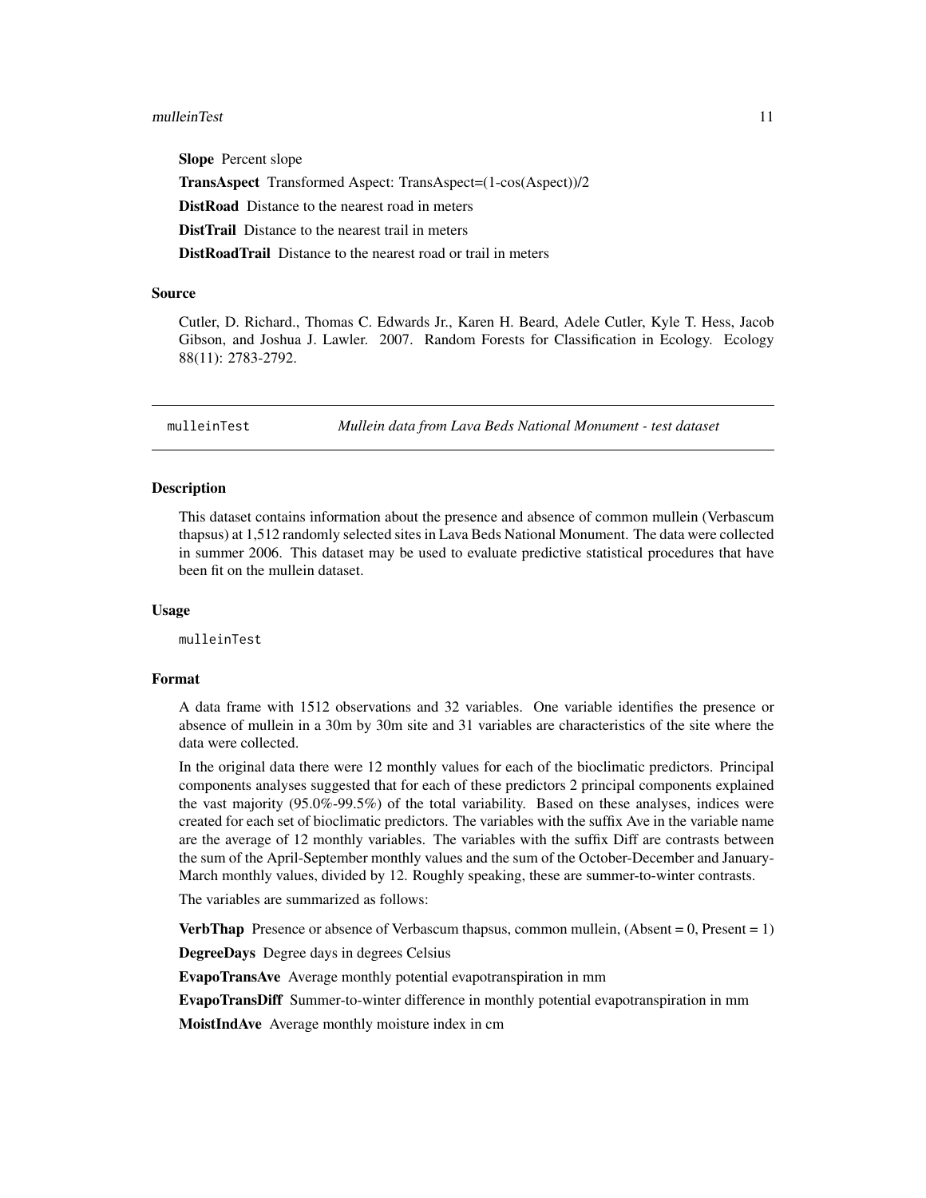**Slope** Percent slope

**TransAspect** Transformed Aspect: TransAspect=(1-cos(Aspect))/2

**DistRoad** Distance to the nearest road in meters

**DistTrail** Distance to the nearest trail in meters

**DistRoadTrail** Distance to the nearest road or trail in meters

### Source

Cutler, D. Richard., Thomas C. Edwards Jr., Karen H. Beard, Adele Cutler, Kyle T. Hess, Jacob Gibson, and Joshua J. Lawler. 2007. Random Forests for Classification in Ecology. Ecology 88(11): 2783-2792.

---

## mulleinTest — *Mullein data from Lava Beds National Monument - test dataset*

---

### Description

This dataset contains information about the presence and absence of common mullein (Verbascum thapsus) at 1,512 randomly selected sites in Lava Beds National Monument. The data were collected in summer 2006. This dataset may be used to evaluate predictive statistical procedures that have been fit on the mullein dataset.

### Usage

```
mulleinTest
```

### Format

A data frame with 1512 observations and 32 variables. One variable identifies the presence or absence of mullein in a 30m by 30m site and 31 variables are characteristics of the site where the data were collected.

In the original data there were 12 monthly values for each of the bioclimatic predictors. Principal components analyses suggested that for each of these predictors 2 principal components explained the vast majority (95.0%-99.5%) of the total variability. Based on these analyses, indices were created for each set of bioclimatic predictors. The variables with the suffix Ave in the variable name are the average of 12 monthly variables. The variables with the suffix Diff are contrasts between the sum of the April-September monthly values and the sum of the October-December and January-March monthly values, divided by 12. Roughly speaking, these are summer-to-winter contrasts.

The variables are summarized as follows:

**VerbThap** Presence or absence of Verbascum thapsus, common mullein, (Absent = 0, Present = 1)

**DegreeDays** Degree days in degrees Celsius

**EvapoTransAve** Average monthly potential evapotranspiration in mm

**EvapoTransDiff** Summer-to-winter difference in monthly potential evapotranspiration in mm

**MoistIndAve** Average monthly moisture index in cm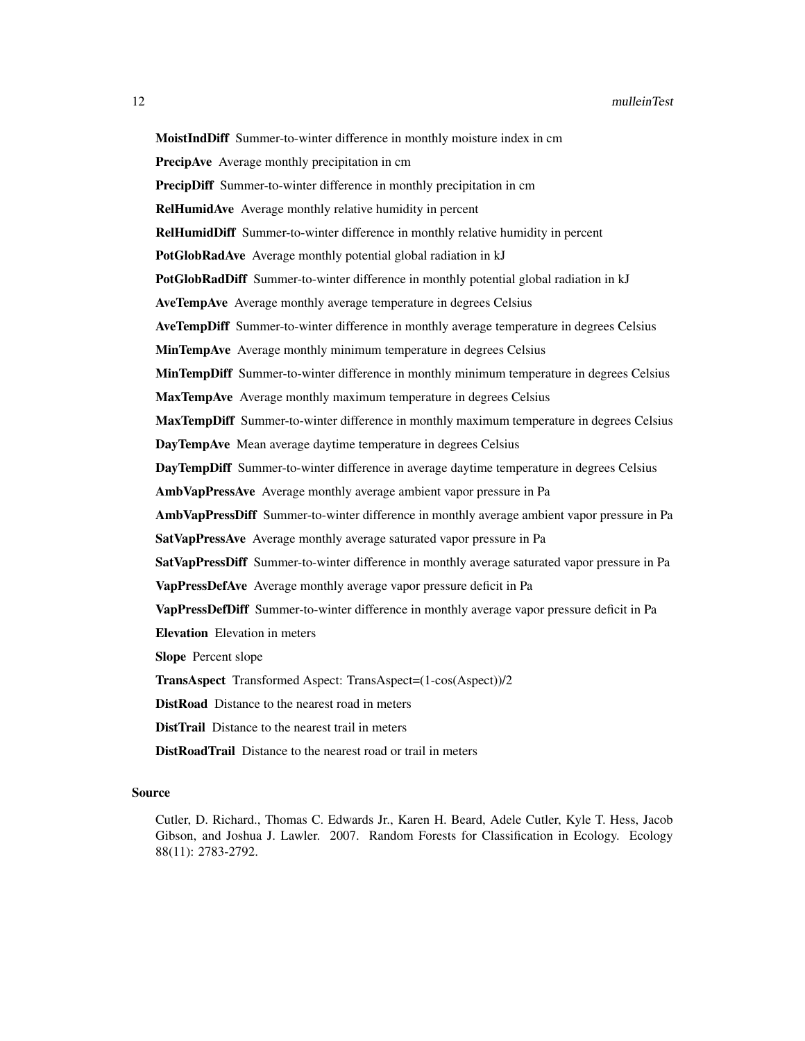**MoistIndDiff** Summer-to-winter difference in monthly moisture index in cm

**PrecipAve** Average monthly precipitation in cm

**PrecipDiff** Summer-to-winter difference in monthly precipitation in cm

**RelHumidAve** Average monthly relative humidity in percent

**RelHumidDiff** Summer-to-winter difference in monthly relative humidity in percent

**PotGlobRadAve** Average monthly potential global radiation in kJ

**PotGlobRadDiff** Summer-to-winter difference in monthly potential global radiation in kJ

**AveTempAve** Average monthly average temperature in degrees Celsius

**AveTempDiff** Summer-to-winter difference in monthly average temperature in degrees Celsius

**MinTempAve** Average monthly minimum temperature in degrees Celsius

**MinTempDiff** Summer-to-winter difference in monthly minimum temperature in degrees Celsius

**MaxTempAve** Average monthly maximum temperature in degrees Celsius

**MaxTempDiff** Summer-to-winter difference in monthly maximum temperature in degrees Celsius

**DayTempAve** Mean average daytime temperature in degrees Celsius

**DayTempDiff** Summer-to-winter difference in average daytime temperature in degrees Celsius

**AmbVapPressAve** Average monthly average ambient vapor pressure in Pa

**AmbVapPressDiff** Summer-to-winter difference in monthly average ambient vapor pressure in Pa

**SatVapPressAve** Average monthly average saturated vapor pressure in Pa

**SatVapPressDiff** Summer-to-winter difference in monthly average saturated vapor pressure in Pa

**VapPressDefAve** Average monthly average vapor pressure deficit in Pa

**VapPressDefDiff** Summer-to-winter difference in monthly average vapor pressure deficit in Pa

**Elevation** Elevation in meters

**Slope** Percent slope

**TransAspect** Transformed Aspect: TransAspect=(1-cos(Aspect))/2

**DistRoad** Distance to the nearest road in meters

**DistTrail** Distance to the nearest trail in meters

**DistRoadTrail** Distance to the nearest road or trail in meters

### Source

Cutler, D. Richard., Thomas C. Edwards Jr., Karen H. Beard, Adele Cutler, Kyle T. Hess, Jacob Gibson, and Joshua J. Lawler. 2007. Random Forests for Classification in Ecology. Ecology 88(11): 2783-2792.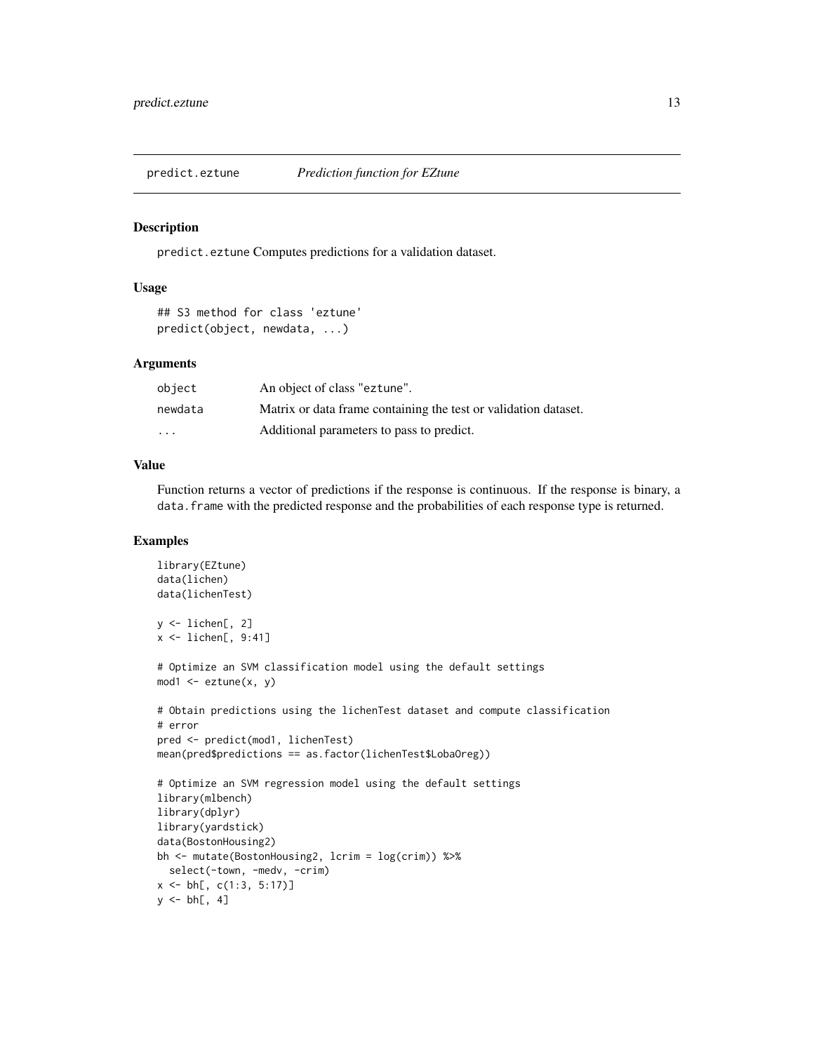## predict.eztune *Prediction function for EZtune*

### Description

predict.eztune Computes predictions for a validation dataset.

### Usage

```
## S3 method for class 'eztune'
predict(object, newdata, ...)
```

### Arguments

| | |
|---|---|
| object | An object of class "eztune". |
| newdata | Matrix or data frame containing the test or validation dataset. |
| ... | Additional parameters to pass to predict. |

### Value

Function returns a vector of predictions if the response is continuous. If the response is binary, a data.frame with the predicted response and the probabilities of each response type is returned.

### Examples

```
library(EZtune)
data(lichen)
data(lichenTest)

y <- lichen[, 2]
x <- lichen[, 9:41]

# Optimize an SVM classification model using the default settings
mod1 <- eztune(x, y)

# Obtain predictions using the lichenTest dataset and compute classification
# error
pred <- predict(mod1, lichenTest)
mean(pred$predictions == as.factor(lichenTest$LobaOreg))

# Optimize an SVM regression model using the default settings
library(mlbench)
library(dplyr)
library(yardstick)
data(BostonHousing2)
bh <- mutate(BostonHousing2, lcrim = log(crim)) %>%
  select(-town, -medv, -crim)
x <- bh[, c(1:3, 5:17)]
y <- bh[, 4]
```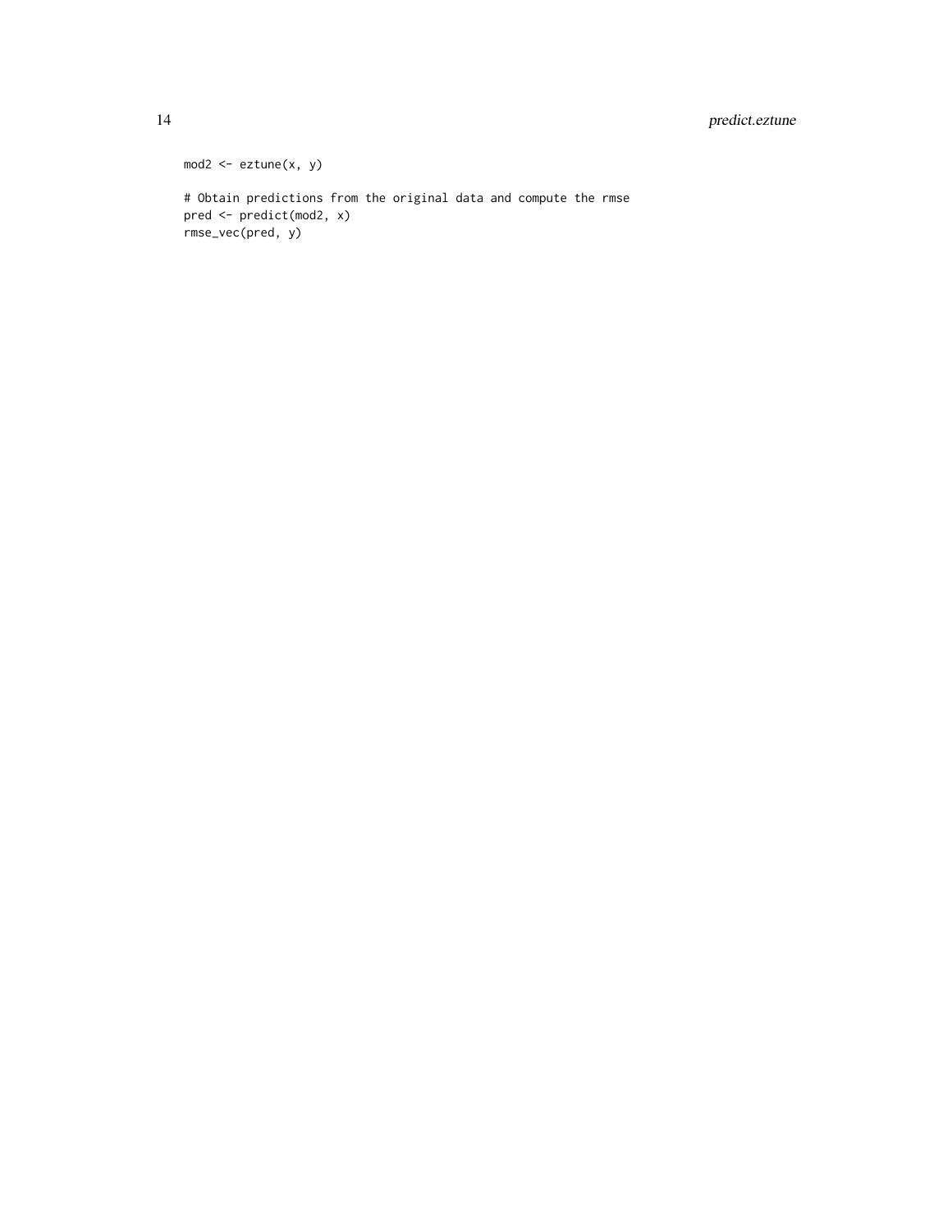```
mod2 <- eztune(x, y)

# Obtain predictions from the original data and compute the rmse
pred <- predict(mod2, x)
rmse_vec(pred, y)
```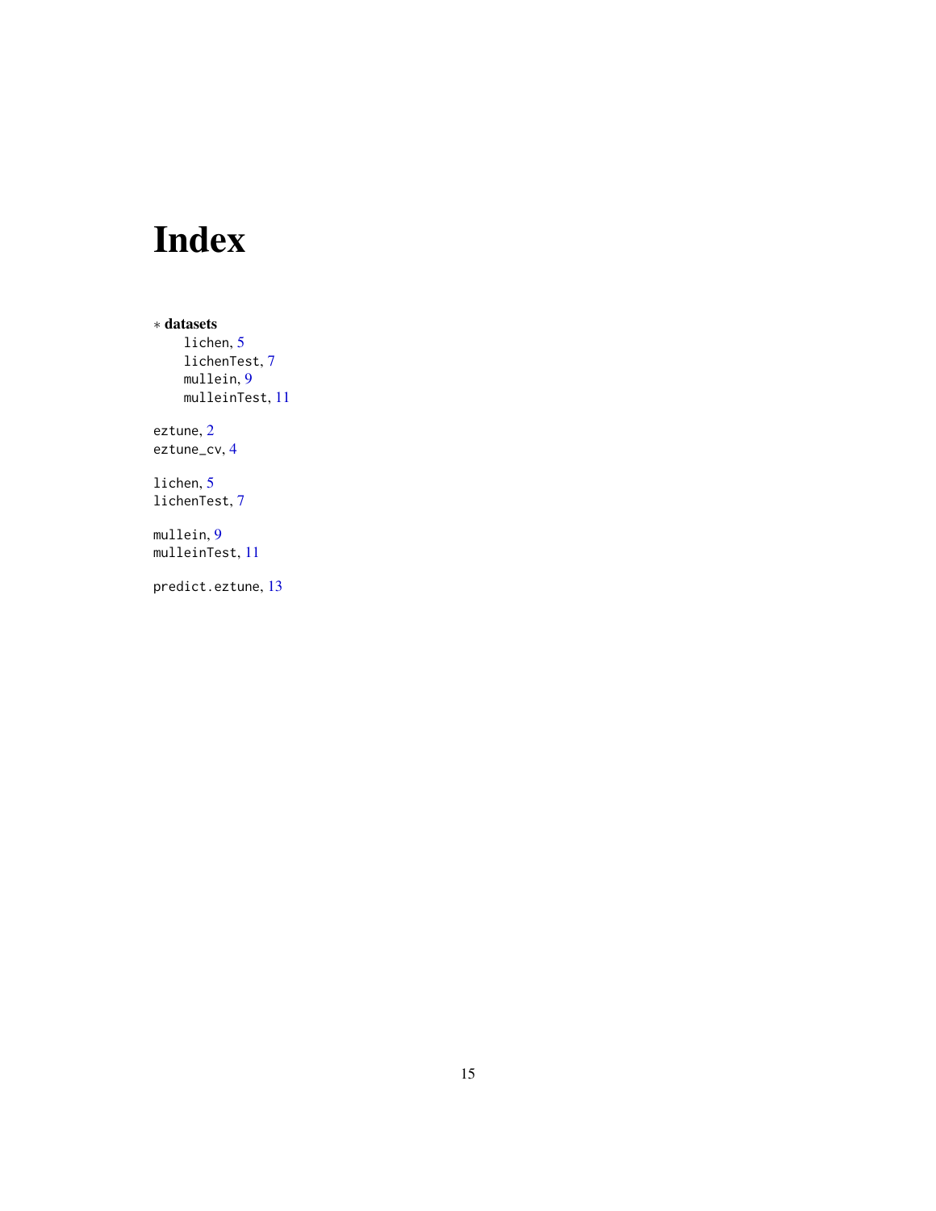# Index

∗ **datasets**
    lichen, 5
    lichenTest, 7
    mullein, 9
    mulleinTest, 11

eztune, 2
eztune_cv, 4

lichen, 5
lichenTest, 7

mullein, 9
mulleinTest, 11

predict.eztune, 13